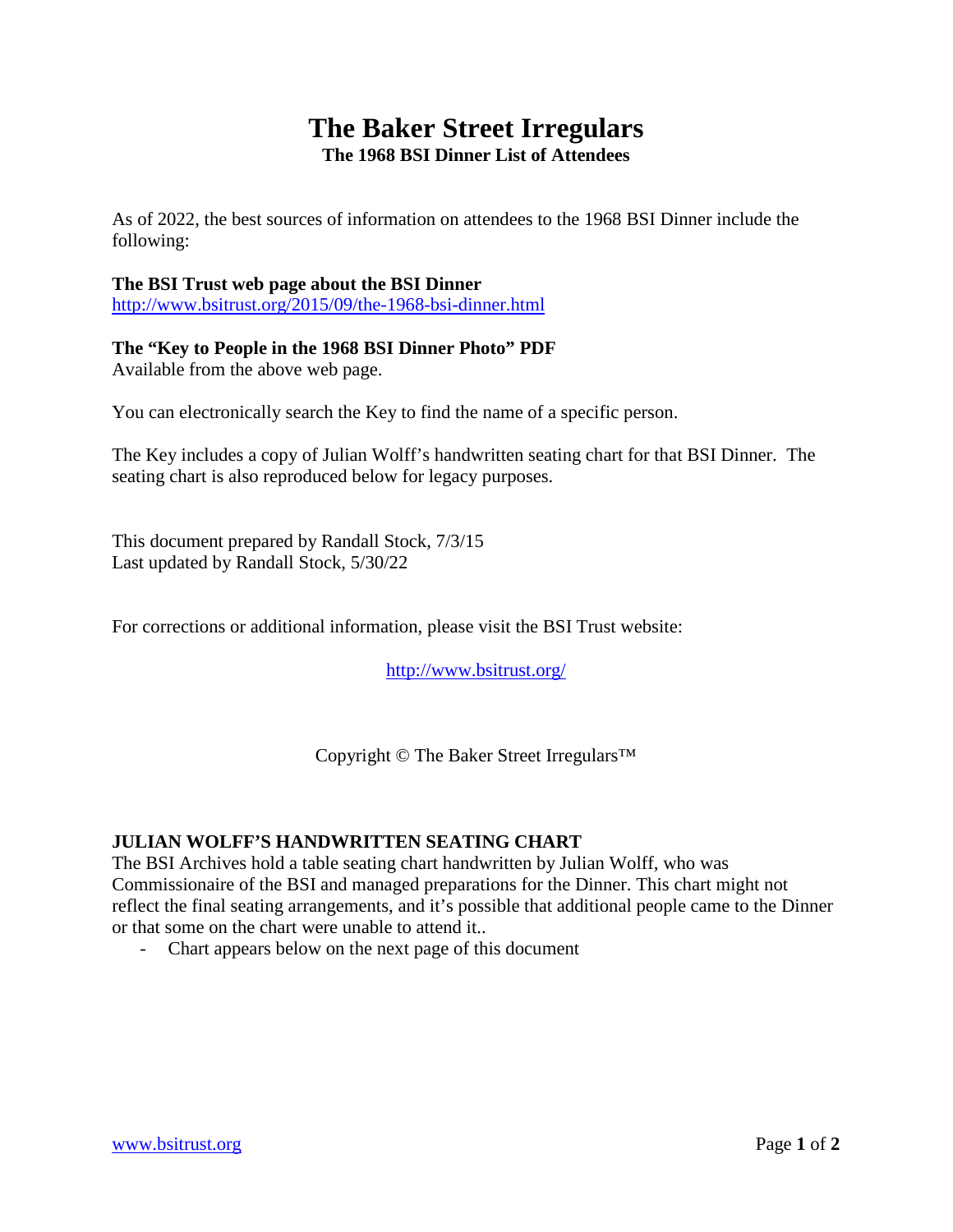# The Baker Street Irregulars

**The 1968 BSI Dinner List of Attendees**

As of 2022, the best sources of information on attendees to the 1968 BSI Dinner include the following:

**The BSI Trust web page about the BSI Dinner**
http://www.bsitrust.org/2015/09/the-1968-bsi-dinner.html

**The "Key to People in the 1968 BSI Dinner Photo" PDF**
Available from the above web page.

You can electronically search the Key to find the name of a specific person.

The Key includes a copy of Julian Wolff's handwritten seating chart for that BSI Dinner. The seating chart is also reproduced below for legacy purposes.

This document prepared by Randall Stock, 7/3/15
Last updated by Randall Stock, 5/30/22

For corrections or additional information, please visit the BSI Trust website:

http://www.bsitrust.org/

Copyright © The Baker Street Irregulars™

**JULIAN WOLFF'S HANDWRITTEN SEATING CHART**

The BSI Archives hold a table seating chart handwritten by Julian Wolff, who was Commissionaire of the BSI and managed preparations for the Dinner. This chart might not reflect the final seating arrangements, and it's possible that additional people came to the Dinner or that some on the chart were unable to attend it..

- Chart appears below on the next page of this document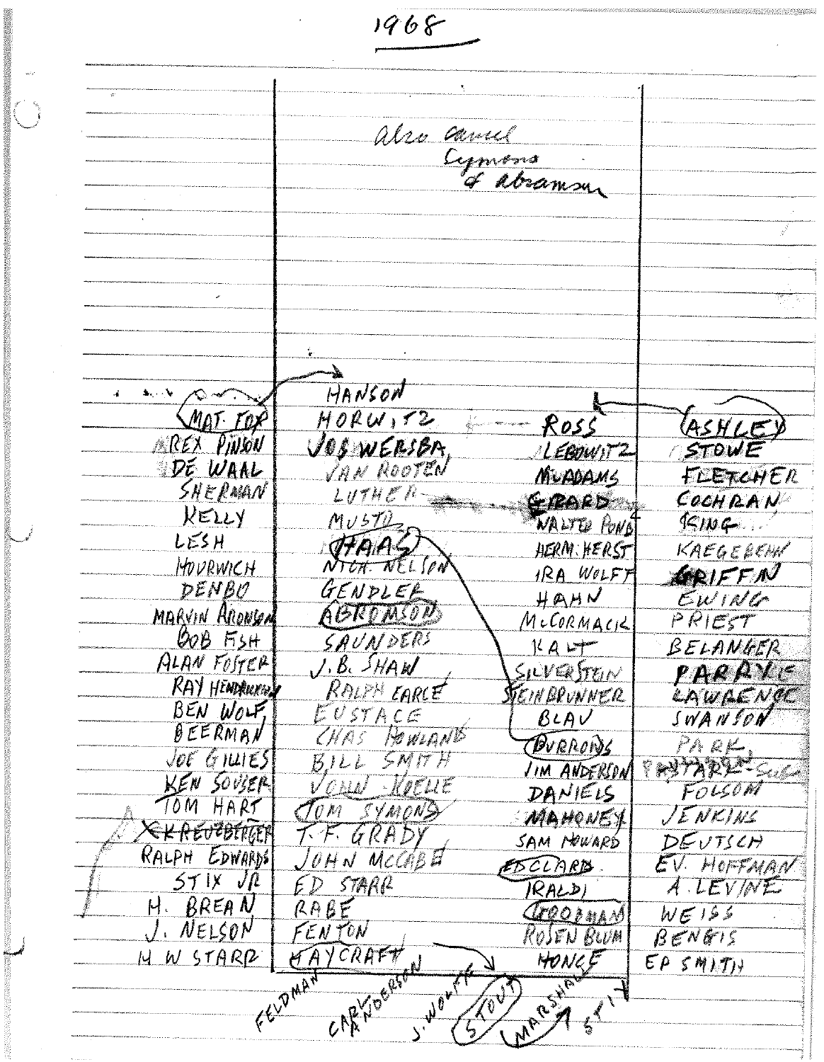1968

Also cancel
Symons
& Abramson

| | | | |
|---|---|---|---|
| | HANSON | | |
| MAT FOX | HORWITZ | ROSS | ASHLEY |
| REX PINSON | JOE WERSBA | LEBOWITZ | STOWE |
| DE WAAL | VAN ROOTEN | McADAMS | FLETCHER |
| SHERMAN | LUTHER | GIRARD | COCHRAN |
| KELLY | MUSTO | WALTER POND | KING |
| LESH | HAAS | HERM. HERST | KAEGEBEHN |
| HOURWICH | NICH. NELSON | IRA WOLFF | GRIFFIN |
| DENBO | GENDLER | HAHN | EWING |
| MARVIN ARONSON | ABRAMSON | McCORMACK | PRIEST |
| BOB FISH | SAUNDERS | KALT | BELANGER |
| ALAN FOSTER | J.B. SHAW | SILVERSTEIN | PARAYRE |
| RAY HENDRICKSON | RALPH CARCE | STEINBRUNNER | LAWRENCE |
| BEN WOLF | EUSTACE | BLAU | SWANSON |
| BEERMAN | CHAS HOWLAND | BURROWS | PARK |
| JOE GILLIES | BILL SMITH | JIM ANDERSON | STARR-Sub |
| KEN SOUSER | JOHN KOELLE | DANIELS | FOLSOM |
| TOM HART | TOM SYMONS | MAHONEY | JENKINS |
| KREUZBERGER | T.F. GRADY | SAM HOWARD | DEUTSCH |
| RALPH EDWARDS | JOHN McCABE | ED CLARK | EV. HOFFMAN |
| STIX JR | ED STARR | IRALDI | A. LEVINE |
| H. BREAN | RABE | GOODMAN | WEISS |
| J. NELSON | FENTON | ROSENBLUM | BENGIS |
| H W STARR | HAYCRAFT | HONCE | EP SMITH |

FELDMAN
CARL ANDERSON
J. WOLFE
STOUT
MARSHALL
STIX